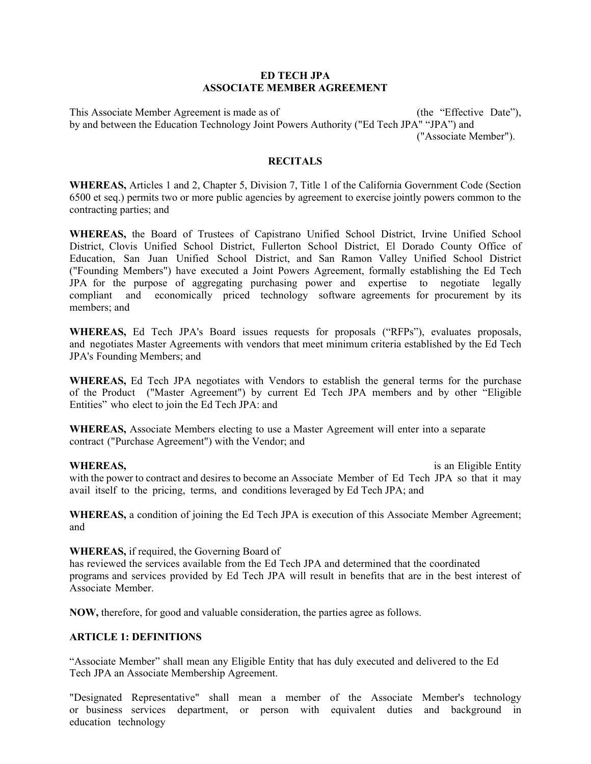**ED TECH JPA**
**ASSOCIATE MEMBER AGREEMENT**

This Associate Member Agreement is made as of (the "Effective Date"), by and between the Education Technology Joint Powers Authority ("Ed Tech JPA" "JPA") and ("Associate Member").

**RECITALS**

**WHEREAS,** Articles 1 and 2, Chapter 5, Division 7, Title 1 of the California Government Code (Section 6500 et seq.) permits two or more public agencies by agreement to exercise jointly powers common to the contracting parties; and

**WHEREAS,** the Board of Trustees of Capistrano Unified School District, Irvine Unified School District, Clovis Unified School District, Fullerton School District, El Dorado County Office of Education, San Juan Unified School District, and San Ramon Valley Unified School District ("Founding Members") have executed a Joint Powers Agreement, formally establishing the Ed Tech JPA for the purpose of aggregating purchasing power and expertise to negotiate legally compliant and economically priced technology software agreements for procurement by its members; and

**WHEREAS,** Ed Tech JPA's Board issues requests for proposals ("RFPs"), evaluates proposals, and negotiates Master Agreements with vendors that meet minimum criteria established by the Ed Tech JPA's Founding Members; and

**WHEREAS,** Ed Tech JPA negotiates with Vendors to establish the general terms for the purchase of the Product ("Master Agreement") by current Ed Tech JPA members and by other "Eligible Entities" who elect to join the Ed Tech JPA: and

**WHEREAS,** Associate Members electing to use a Master Agreement will enter into a separate contract ("Purchase Agreement") with the Vendor; and

**WHEREAS,** is an Eligible Entity with the power to contract and desires to become an Associate Member of Ed Tech JPA so that it may avail itself to the pricing, terms, and conditions leveraged by Ed Tech JPA; and

**WHEREAS,** a condition of joining the Ed Tech JPA is execution of this Associate Member Agreement; and

**WHEREAS,** if required, the Governing Board of has reviewed the services available from the Ed Tech JPA and determined that the coordinated programs and services provided by Ed Tech JPA will result in benefits that are in the best interest of Associate Member.

**NOW,** therefore, for good and valuable consideration, the parties agree as follows.

**ARTICLE 1: DEFINITIONS**

"Associate Member" shall mean any Eligible Entity that has duly executed and delivered to the Ed Tech JPA an Associate Membership Agreement.

"Designated Representative" shall mean a member of the Associate Member's technology or business services department, or person with equivalent duties and background in education technology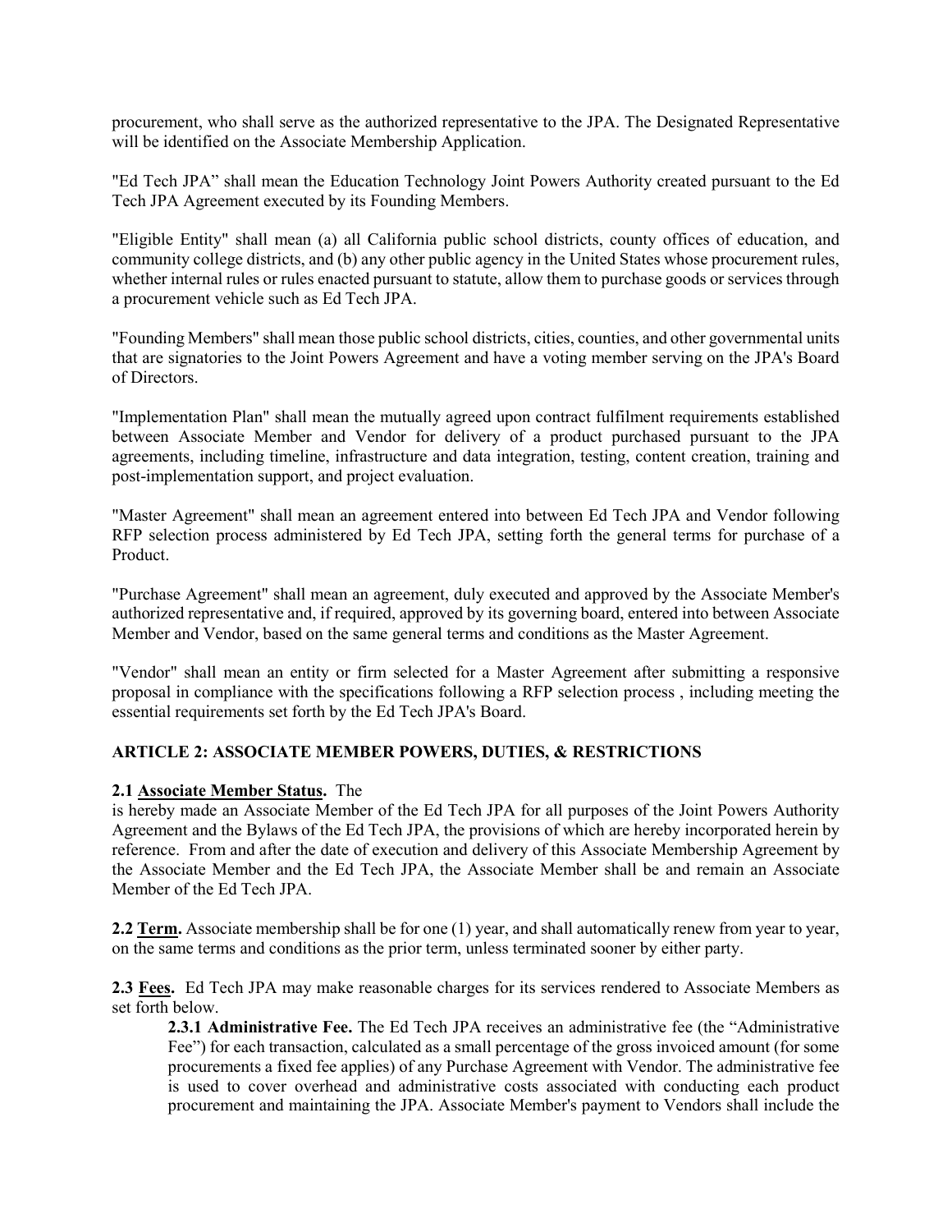procurement, who shall serve as the authorized representative to the JPA. The Designated Representative will be identified on the Associate Membership Application.

"Ed Tech JPA" shall mean the Education Technology Joint Powers Authority created pursuant to the Ed Tech JPA Agreement executed by its Founding Members.

"Eligible Entity" shall mean (a) all California public school districts, county offices of education, and community college districts, and (b) any other public agency in the United States whose procurement rules, whether internal rules or rules enacted pursuant to statute, allow them to purchase goods or services through a procurement vehicle such as Ed Tech JPA.

"Founding Members" shall mean those public school districts, cities, counties, and other governmental units that are signatories to the Joint Powers Agreement and have a voting member serving on the JPA's Board of Directors.

"Implementation Plan" shall mean the mutually agreed upon contract fulfilment requirements established between Associate Member and Vendor for delivery of a product purchased pursuant to the JPA agreements, including timeline, infrastructure and data integration, testing, content creation, training and post-implementation support, and project evaluation.

"Master Agreement" shall mean an agreement entered into between Ed Tech JPA and Vendor following RFP selection process administered by Ed Tech JPA, setting forth the general terms for purchase of a Product.

"Purchase Agreement" shall mean an agreement, duly executed and approved by the Associate Member's authorized representative and, if required, approved by its governing board, entered into between Associate Member and Vendor, based on the same general terms and conditions as the Master Agreement.

"Vendor" shall mean an entity or firm selected for a Master Agreement after submitting a responsive proposal in compliance with the specifications following a RFP selection process , including meeting the essential requirements set forth by the Ed Tech JPA's Board.

## ARTICLE 2: ASSOCIATE MEMBER POWERS, DUTIES, & RESTRICTIONS

**2.1 Associate Member Status.** The
is hereby made an Associate Member of the Ed Tech JPA for all purposes of the Joint Powers Authority Agreement and the Bylaws of the Ed Tech JPA, the provisions of which are hereby incorporated herein by reference. From and after the date of execution and delivery of this Associate Membership Agreement by the Associate Member and the Ed Tech JPA, the Associate Member shall be and remain an Associate Member of the Ed Tech JPA.

**2.2 Term.** Associate membership shall be for one (1) year, and shall automatically renew from year to year, on the same terms and conditions as the prior term, unless terminated sooner by either party.

**2.3 Fees.** Ed Tech JPA may make reasonable charges for its services rendered to Associate Members as set forth below.

**2.3.1 Administrative Fee.** The Ed Tech JPA receives an administrative fee (the "Administrative Fee") for each transaction, calculated as a small percentage of the gross invoiced amount (for some procurements a fixed fee applies) of any Purchase Agreement with Vendor. The administrative fee is used to cover overhead and administrative costs associated with conducting each product procurement and maintaining the JPA. Associate Member's payment to Vendors shall include the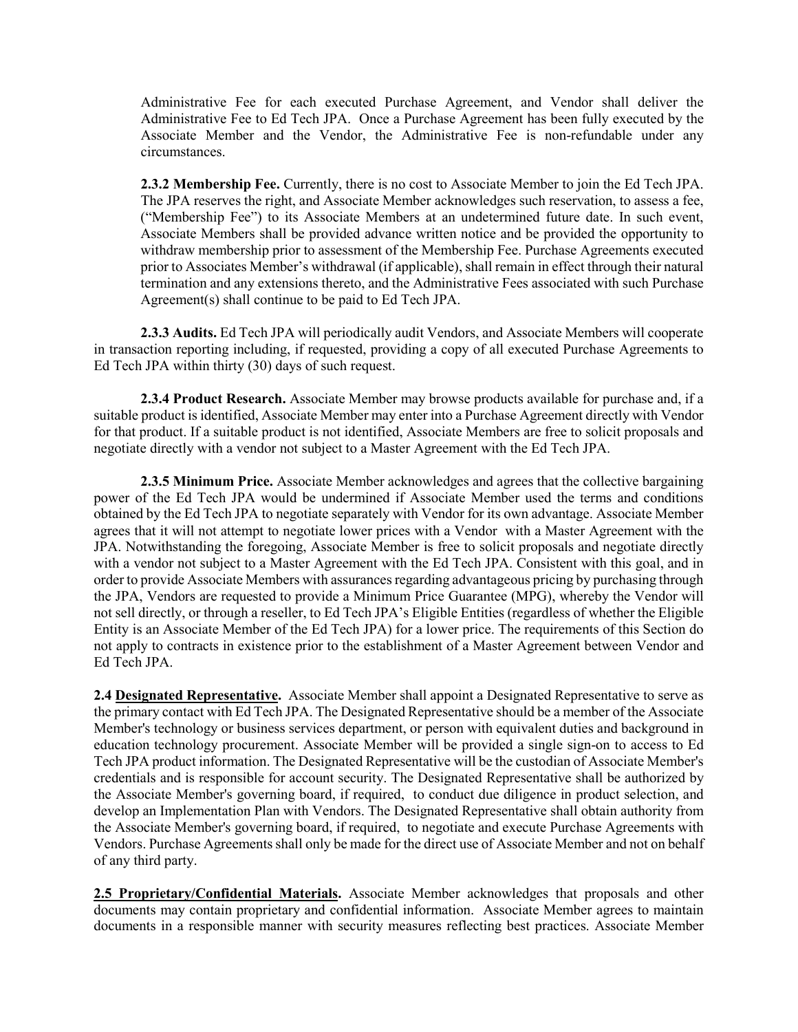Administrative Fee for each executed Purchase Agreement, and Vendor shall deliver the Administrative Fee to Ed Tech JPA. Once a Purchase Agreement has been fully executed by the Associate Member and the Vendor, the Administrative Fee is non-refundable under any circumstances.

**2.3.2 Membership Fee.** Currently, there is no cost to Associate Member to join the Ed Tech JPA. The JPA reserves the right, and Associate Member acknowledges such reservation, to assess a fee, ("Membership Fee") to its Associate Members at an undetermined future date. In such event, Associate Members shall be provided advance written notice and be provided the opportunity to withdraw membership prior to assessment of the Membership Fee. Purchase Agreements executed prior to Associates Member's withdrawal (if applicable), shall remain in effect through their natural termination and any extensions thereto, and the Administrative Fees associated with such Purchase Agreement(s) shall continue to be paid to Ed Tech JPA.

**2.3.3 Audits.** Ed Tech JPA will periodically audit Vendors, and Associate Members will cooperate in transaction reporting including, if requested, providing a copy of all executed Purchase Agreements to Ed Tech JPA within thirty (30) days of such request.

**2.3.4 Product Research.** Associate Member may browse products available for purchase and, if a suitable product is identified, Associate Member may enter into a Purchase Agreement directly with Vendor for that product. If a suitable product is not identified, Associate Members are free to solicit proposals and negotiate directly with a vendor not subject to a Master Agreement with the Ed Tech JPA.

**2.3.5 Minimum Price.** Associate Member acknowledges and agrees that the collective bargaining power of the Ed Tech JPA would be undermined if Associate Member used the terms and conditions obtained by the Ed Tech JPA to negotiate separately with Vendor for its own advantage. Associate Member agrees that it will not attempt to negotiate lower prices with a Vendor with a Master Agreement with the JPA. Notwithstanding the foregoing, Associate Member is free to solicit proposals and negotiate directly with a vendor not subject to a Master Agreement with the Ed Tech JPA. Consistent with this goal, and in order to provide Associate Members with assurances regarding advantageous pricing by purchasing through the JPA, Vendors are requested to provide a Minimum Price Guarantee (MPG), whereby the Vendor will not sell directly, or through a reseller, to Ed Tech JPA's Eligible Entities (regardless of whether the Eligible Entity is an Associate Member of the Ed Tech JPA) for a lower price. The requirements of this Section do not apply to contracts in existence prior to the establishment of a Master Agreement between Vendor and Ed Tech JPA.

**2.4 <u>Designated Representative</u>.** Associate Member shall appoint a Designated Representative to serve as the primary contact with Ed Tech JPA. The Designated Representative should be a member of the Associate Member's technology or business services department, or person with equivalent duties and background in education technology procurement. Associate Member will be provided a single sign-on to access to Ed Tech JPA product information. The Designated Representative will be the custodian of Associate Member's credentials and is responsible for account security. The Designated Representative shall be authorized by the Associate Member's governing board, if required, to conduct due diligence in product selection, and develop an Implementation Plan with Vendors. The Designated Representative shall obtain authority from the Associate Member's governing board, if required, to negotiate and execute Purchase Agreements with Vendors. Purchase Agreements shall only be made for the direct use of Associate Member and not on behalf of any third party.

**2.5 <u>Proprietary/Confidential Materials</u>.** Associate Member acknowledges that proposals and other documents may contain proprietary and confidential information. Associate Member agrees to maintain documents in a responsible manner with security measures reflecting best practices. Associate Member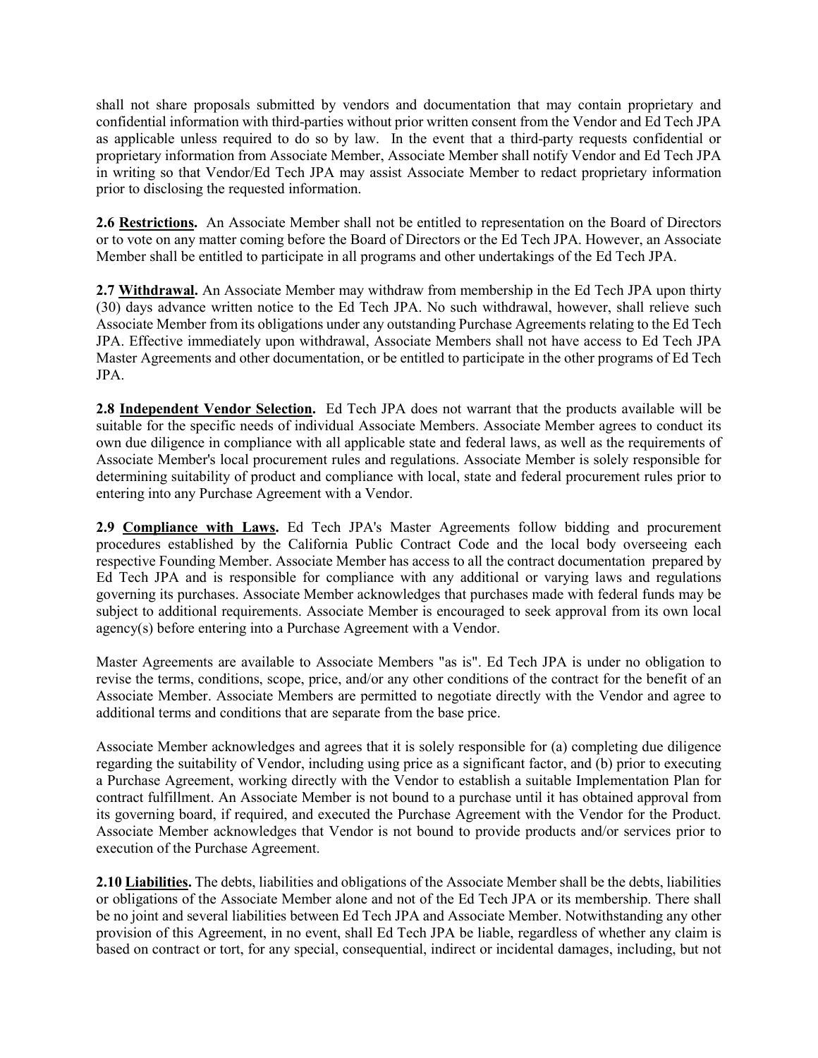shall not share proposals submitted by vendors and documentation that may contain proprietary and confidential information with third-parties without prior written consent from the Vendor and Ed Tech JPA as applicable unless required to do so by law. In the event that a third-party requests confidential or proprietary information from Associate Member, Associate Member shall notify Vendor and Ed Tech JPA in writing so that Vendor/Ed Tech JPA may assist Associate Member to redact proprietary information prior to disclosing the requested information.

**2.6 Restrictions.** An Associate Member shall not be entitled to representation on the Board of Directors or to vote on any matter coming before the Board of Directors or the Ed Tech JPA. However, an Associate Member shall be entitled to participate in all programs and other undertakings of the Ed Tech JPA.

**2.7 Withdrawal.** An Associate Member may withdraw from membership in the Ed Tech JPA upon thirty (30) days advance written notice to the Ed Tech JPA. No such withdrawal, however, shall relieve such Associate Member from its obligations under any outstanding Purchase Agreements relating to the Ed Tech JPA. Effective immediately upon withdrawal, Associate Members shall not have access to Ed Tech JPA Master Agreements and other documentation, or be entitled to participate in the other programs of Ed Tech JPA.

**2.8 Independent Vendor Selection.** Ed Tech JPA does not warrant that the products available will be suitable for the specific needs of individual Associate Members. Associate Member agrees to conduct its own due diligence in compliance with all applicable state and federal laws, as well as the requirements of Associate Member's local procurement rules and regulations. Associate Member is solely responsible for determining suitability of product and compliance with local, state and federal procurement rules prior to entering into any Purchase Agreement with a Vendor.

**2.9 Compliance with Laws.** Ed Tech JPA's Master Agreements follow bidding and procurement procedures established by the California Public Contract Code and the local body overseeing each respective Founding Member. Associate Member has access to all the contract documentation prepared by Ed Tech JPA and is responsible for compliance with any additional or varying laws and regulations governing its purchases. Associate Member acknowledges that purchases made with federal funds may be subject to additional requirements. Associate Member is encouraged to seek approval from its own local agency(s) before entering into a Purchase Agreement with a Vendor.

Master Agreements are available to Associate Members "as is". Ed Tech JPA is under no obligation to revise the terms, conditions, scope, price, and/or any other conditions of the contract for the benefit of an Associate Member. Associate Members are permitted to negotiate directly with the Vendor and agree to additional terms and conditions that are separate from the base price.

Associate Member acknowledges and agrees that it is solely responsible for (a) completing due diligence regarding the suitability of Vendor, including using price as a significant factor, and (b) prior to executing a Purchase Agreement, working directly with the Vendor to establish a suitable Implementation Plan for contract fulfillment. An Associate Member is not bound to a purchase until it has obtained approval from its governing board, if required, and executed the Purchase Agreement with the Vendor for the Product. Associate Member acknowledges that Vendor is not bound to provide products and/or services prior to execution of the Purchase Agreement.

**2.10 Liabilities.** The debts, liabilities and obligations of the Associate Member shall be the debts, liabilities or obligations of the Associate Member alone and not of the Ed Tech JPA or its membership. There shall be no joint and several liabilities between Ed Tech JPA and Associate Member. Notwithstanding any other provision of this Agreement, in no event, shall Ed Tech JPA be liable, regardless of whether any claim is based on contract or tort, for any special, consequential, indirect or incidental damages, including, but not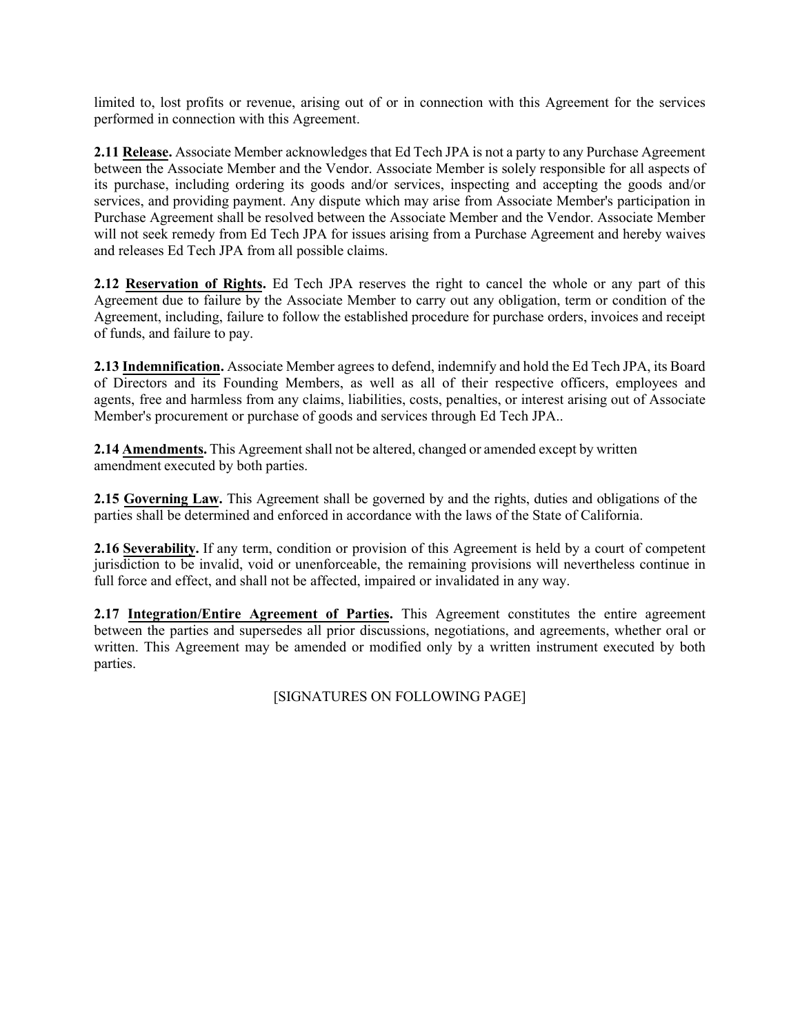limited to, lost profits or revenue, arising out of or in connection with this Agreement for the services performed in connection with this Agreement.

**2.11 Release.** Associate Member acknowledges that Ed Tech JPA is not a party to any Purchase Agreement between the Associate Member and the Vendor. Associate Member is solely responsible for all aspects of its purchase, including ordering its goods and/or services, inspecting and accepting the goods and/or services, and providing payment. Any dispute which may arise from Associate Member's participation in Purchase Agreement shall be resolved between the Associate Member and the Vendor. Associate Member will not seek remedy from Ed Tech JPA for issues arising from a Purchase Agreement and hereby waives and releases Ed Tech JPA from all possible claims.

**2.12 Reservation of Rights.** Ed Tech JPA reserves the right to cancel the whole or any part of this Agreement due to failure by the Associate Member to carry out any obligation, term or condition of the Agreement, including, failure to follow the established procedure for purchase orders, invoices and receipt of funds, and failure to pay.

**2.13 Indemnification.** Associate Member agrees to defend, indemnify and hold the Ed Tech JPA, its Board of Directors and its Founding Members, as well as all of their respective officers, employees and agents, free and harmless from any claims, liabilities, costs, penalties, or interest arising out of Associate Member's procurement or purchase of goods and services through Ed Tech JPA..

**2.14 Amendments.** This Agreement shall not be altered, changed or amended except by written amendment executed by both parties.

**2.15 Governing Law.** This Agreement shall be governed by and the rights, duties and obligations of the parties shall be determined and enforced in accordance with the laws of the State of California.

**2.16 Severability.** If any term, condition or provision of this Agreement is held by a court of competent jurisdiction to be invalid, void or unenforceable, the remaining provisions will nevertheless continue in full force and effect, and shall not be affected, impaired or invalidated in any way.

**2.17 Integration/Entire Agreement of Parties.** This Agreement constitutes the entire agreement between the parties and supersedes all prior discussions, negotiations, and agreements, whether oral or written. This Agreement may be amended or modified only by a written instrument executed by both parties.

[SIGNATURES ON FOLLOWING PAGE]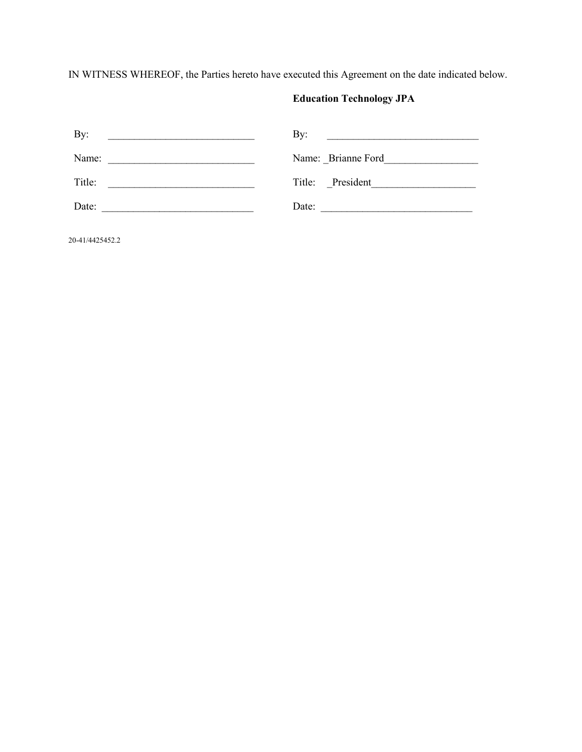IN WITNESS WHEREOF, the Parties hereto have executed this Agreement on the date indicated below.

| | **Education Technology JPA** |
|---|---|
| By: ____________________________ | By: _____________________________ |
| Name: ____________________________ | Name: _Brianne Ford_________________ |
| Title: ____________________________ | Title: _President___________________ |
| Date: _____________________________ | Date: _____________________________ |

20-41/4425452.2